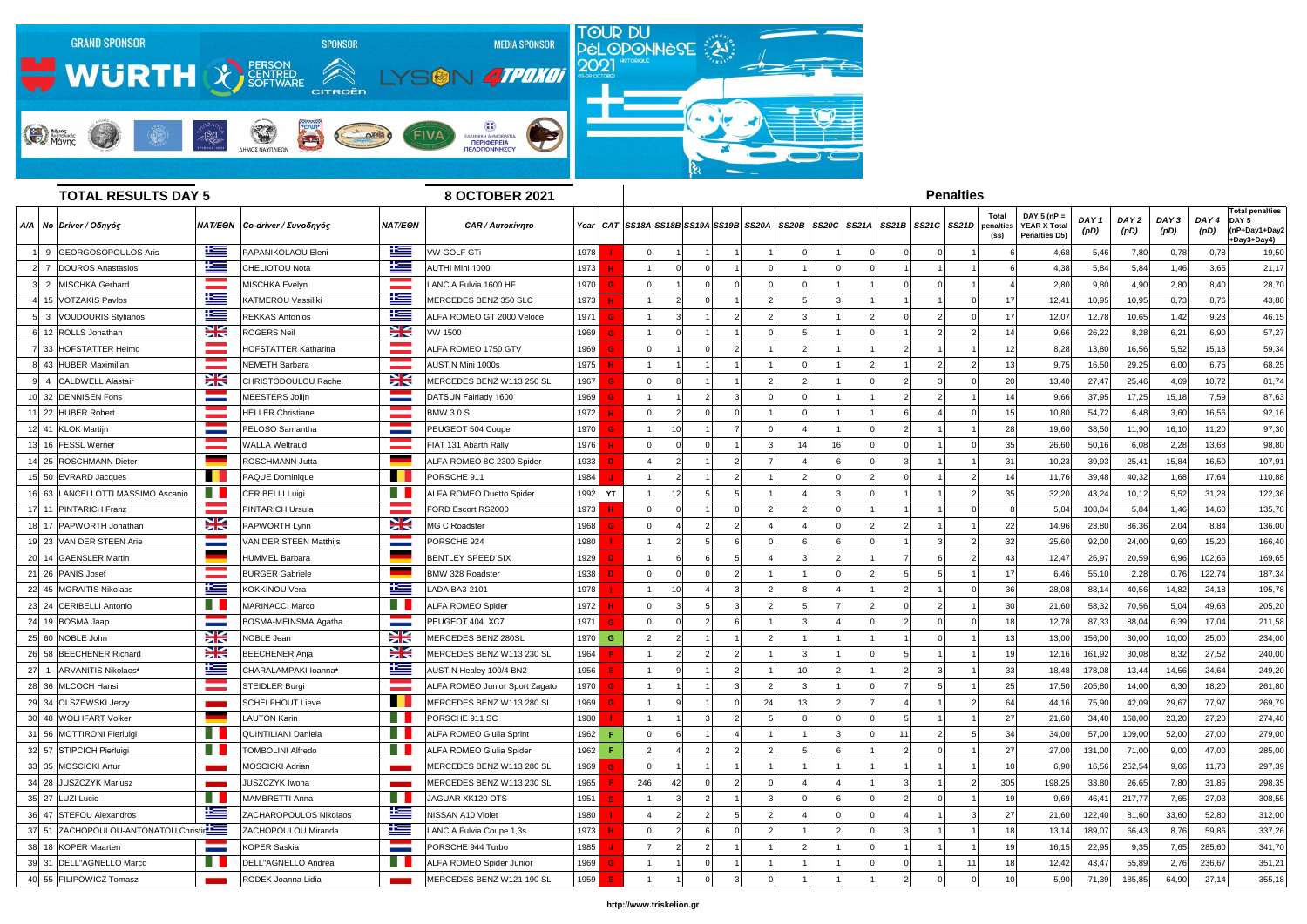GRAND SPONSOR WÜRTH | SPONSOR PERSON CENTRED SOFTWARE CITROËN | MEDIA SPONSOR LYSON 4TPOXOI

TOUR DU PÉLOPONNÈSE HISTORIQUE 2021

## TOTAL RESULTS DAY 5

## 8 OCTOBER 2021

### Penalties

| A/A | No | Driver / Οδηγός | NAT/ΕΘΝ | Co-driver / Συνοδηγός | NAT/ΕΘΝ | CAR / Αυτοκίνητο | Year | CAT | SS18A | SS18B | SS19A | SS19B | SS20A | SS20B | SS20C | SS21A | SS21B | SS21C | SS21D | Total penalties (ss) | DAY 5 (nP = YEAR X Total Penalties D5) | DAY 1 (pD) | DAY 2 (pD) | DAY 3 (pD) | DAY 4 (pD) | Total penalties DAY 5 (nP+Day1+Day2+Day3+Day4) |
|---|---|---|---|---|---|---|---|---|---|---|---|---|---|---|---|---|---|---|---|---|---|---|---|---|---|---|
| 1 | 9 | GEORGOSOPOULOS Aris | | PAPANIKOLAOU Eleni | | VW GOLF GTi | 1978 | I | 0 | 1 | 1 | 1 | 1 | 0 | 1 | 0 | 0 | 0 | 1 | 6 | 4,68 | 5,46 | 7,80 | 0,78 | 0,78 | 19,50 |
| 2 | 7 | DOUROS Anastasios | | CHELIOTOU Nota | | AUTHI Mini 1000 | 1973 | H | 1 | 0 | 0 | 1 | 0 | 1 | 0 | 0 | 1 | 1 | 1 | 6 | 4,38 | 5,84 | 5,84 | 1,46 | 3,65 | 21,17 |
| 3 | 2 | MISCHKA Gerhard | | MISCHKA Evelyn | | LANCIA Fulvia 1600 HF | 1970 | G | 0 | 1 | 0 | 0 | 0 | 0 | 1 | 1 | 0 | 0 | 1 | 4 | 2,80 | 9,80 | 4,90 | 2,80 | 8,40 | 28,70 |
| 4 | 15 | VOTZAKIS Pavlos | | KATMEROU Vassiliki | | MERCEDES BENZ 350 SLC | 1973 | H | 1 | 2 | 0 | 1 | 2 | 5 | 3 | 1 | 1 | 1 | 0 | 17 | 12,41 | 10,95 | 10,95 | 0,73 | 8,76 | 43,80 |
| 5 | 3 | VOUDOURIS Stylianos | | REKKAS Antonios | | ALFA ROMEO GT 2000 Veloce | 1971 | G | 1 | 3 | 1 | 2 | 2 | 3 | 1 | 2 | 0 | 2 | 0 | 17 | 12,07 | 12,78 | 10,65 | 1,42 | 9,23 | 46,15 |
| 6 | 12 | ROLLS Jonathan | | ROGERS Neil | | VW 1500 | 1969 | G | 1 | 0 | 1 | 1 | 0 | 5 | 1 | 0 | 1 | 2 | 2 | 14 | 9,66 | 26,22 | 8,28 | 6,21 | 6,90 | 57,27 |
| 7 | 33 | HOFSTATTER Heimo | | HOFSTATTER Katharina | | ALFA ROMEO 1750 GTV | 1969 | G | 0 | 1 | 0 | 2 | 1 | 2 | 1 | 1 | 2 | 1 | 1 | 12 | 8,28 | 13,80 | 16,56 | 5,52 | 15,18 | 59,34 |
| 8 | 43 | HUBER Maximilian | | NEMETH Barbara | | AUSTIN Mini 1000s | 1975 | H | 1 | 1 | 1 | 1 | 1 | 0 | 1 | 2 | 1 | 2 | 2 | 13 | 9,75 | 16,50 | 29,25 | 6,00 | 6,75 | 68,25 |
| 9 | 4 | CALDWELL Alastair | | CHRISTODOULOU Rachel | | MERCEDES BENZ W113 250 SL | 1967 | G | 0 | 8 | 1 | 1 | 2 | 2 | 1 | 0 | 2 | 3 | 0 | 20 | 13,40 | 27,47 | 25,46 | 4,69 | 10,72 | 81,74 |
| 10 | 32 | DENNISEN Fons | | MEESTERS Jolijn | | DATSUN Fairlady 1600 | 1969 | G | 1 | 1 | 2 | 3 | 0 | 0 | 1 | 1 | 2 | 2 | 1 | 14 | 9,66 | 37,95 | 17,25 | 15,18 | 7,59 | 87,63 |
| 11 | 22 | HUBER Robert | | HELLER Christiane | | BMW 3.0 S | 1972 | H | 0 | 2 | 0 | 0 | 1 | 0 | 1 | 1 | 6 | 4 | 0 | 15 | 10,80 | 54,72 | 6,48 | 3,60 | 16,56 | 92,16 |
| 12 | 41 | KLOK Martijn | | PELOSO Samantha | | PEUGEOT 504 Coupe | 1970 | G | 1 | 10 | 1 | 7 | 0 | 4 | 1 | 0 | 2 | 1 | 1 | 28 | 19,60 | 38,50 | 11,90 | 16,10 | 11,20 | 97,30 |
| 13 | 16 | FESSL Werner | | WALLA Weltraud | | FIAT 131 Abarth Rally | 1976 | H | 0 | 0 | 0 | 1 | 3 | 14 | 16 | 0 | 0 | 1 | 0 | 35 | 26,60 | 50,16 | 6,08 | 2,28 | 13,68 | 98,80 |
| 14 | 25 | ROSCHMANN Dieter | | ROSCHMANN Jutta | | ALFA ROMEO 8C 2300 Spider | 1933 | D | 1 | 2 | 1 | 2 | 7 | 4 | 6 | 0 | 3 | 1 | 1 | 31 | 10,23 | 39,93 | 25,41 | 15,84 | 16,50 | 107,91 |
| 15 | 50 | EVRARD Jacques | | PAQUE Dominique | | PORSCHE 911 | 1984 | J | 1 | 2 | 1 | 2 | 1 | 2 | 0 | 2 | 0 | 1 | 2 | 14 | 11,76 | 39,48 | 40,32 | 1,68 | 17,64 | 110,88 |
| 16 | 63 | LANCELLOTTI MASSIMO Ascanio | | CERIBELLI Luigi | | ALFA ROMEO Duetto Spider | 1992 | YT | 1 | 12 | 5 | 5 | 1 | 4 | 3 | 0 | 1 | 1 | 2 | 35 | 32,20 | 43,24 | 10,12 | 5,52 | 31,28 | 122,36 |
| 17 | 11 | PINTARICH Franz | | PINTARICH Ursula | | FORD Escort RS2000 | 1973 | H | 0 | 0 | 1 | 0 | 2 | 2 | 0 | 1 | 1 | 1 | 0 | 8 | 5,84 | 108,04 | 5,84 | 1,46 | 14,60 | 135,78 |
| 18 | 17 | PAPWORTH Jonathan | | PAPWORTH Lynn | | MG C Roadster | 1968 | G | 0 | 4 | 2 | 2 | 4 | 4 | 0 | 2 | 2 | 1 | 1 | 22 | 14,96 | 23,80 | 86,36 | 2,04 | 8,84 | 136,00 |
| 19 | 23 | VAN DER STEEN Arie | | VAN DER STEEN Matthijs | | PORSCHE 924 | 1980 | I | 1 | 2 | 5 | 6 | 0 | 6 | 6 | 0 | 1 | 3 | 2 | 32 | 25,60 | 92,00 | 24,00 | 9,60 | 15,20 | 166,40 |
| 20 | 14 | GAENSLER Martin | | HUMMEL Barbara | | BENTLEY SPEED SIX | 1929 | D | 1 | 6 | 6 | 5 | 4 | 3 | 2 | 1 | 7 | 6 | 2 | 43 | 12,47 | 26,97 | 20,59 | 6,96 | 102,66 | 169,65 |
| 21 | 26 | PANIS Josef | | BURGER Gabriele | | BMW 328 Roadster | 1938 | D | 0 | 0 | 0 | 2 | 1 | 1 | 0 | 2 | 5 | 5 | 1 | 17 | 6,46 | 55,10 | 2,28 | 0,76 | 122,74 | 187,34 |
| 22 | 45 | MORAITIS Nikolaos | | KOKKINOU Vera | | LADA BA3-2101 | 1978 | I | 1 | 10 | 4 | 3 | 2 | 8 | 4 | 1 | 2 | 1 | 0 | 36 | 28,08 | 88,14 | 40,56 | 14,82 | 24,18 | 195,78 |
| 23 | 24 | CERIBELLI Antonio | | MARINACCI Marco | | ALFA ROMEO Spider | 1972 | H | 0 | 3 | 5 | 3 | 2 | 5 | 7 | 2 | 0 | 2 | 1 | 30 | 21,60 | 58,32 | 70,56 | 5,04 | 49,68 | 205,20 |
| 24 | 19 | BOSMA Jaap | | BOSMA-MEINSMA Agatha | | PEUGEOT 404 XC7 | 1971 | G | 0 | 0 | 2 | 6 | 1 | 3 | 4 | 0 | 2 | 0 | 0 | 18 | 12,78 | 87,33 | 88,04 | 6,39 | 17,04 | 211,58 |
| 25 | 60 | NOBLE John | | NOBLE Jean | | MERCEDES BENZ 280SL | 1970 | G | 2 | 2 | 1 | 1 | 2 | 1 | 1 | 1 | 1 | 0 | 1 | 13 | 13,00 | 156,00 | 30,00 | 10,00 | 25,00 | 234,00 |
| 26 | 58 | BEECHENER Richard | | BEECHENER Anja | | MERCEDES BENZ W113 230 SL | 1964 | F | 1 | 2 | 2 | 2 | 1 | 3 | 1 | 0 | 5 | 1 | 1 | 19 | 12,16 | 161,92 | 30,08 | 8,32 | 27,52 | 240,00 |
| 27 | 1 | ARVANITIS Nikolaos* | | CHARALAMPAKI Ioanna* | | AUSTIN Healey 100/4 BN2 | 1956 | E | 1 | 9 | 1 | 2 | 1 | 10 | 2 | 1 | 2 | 3 | 1 | 33 | 18,48 | 178,08 | 13,44 | 14,56 | 24,64 | 249,20 |
| 28 | 36 | MLCOCH Hansi | | STEIDLER Burgi | | ALFA ROMEO Junior Sport Zagato | 1970 | G | 1 | 1 | 1 | 3 | 2 | 3 | 1 | 0 | 7 | 5 | 1 | 25 | 17,50 | 205,80 | 14,00 | 6,30 | 18,20 | 261,80 |
| 29 | 34 | OLSZEWSKI Jerzy | | SCHELFHOUT Lieve | | MERCEDES BENZ W113 280 SL | 1969 | G | 1 | 9 | 1 | 0 | 24 | 13 | 2 | 7 | 4 | 1 | 2 | 64 | 44,16 | 75,90 | 42,09 | 29,67 | 77,97 | 269,79 |
| 30 | 48 | WOLHFART Volker | | LAUTON Karin | | PORSCHE 911 SC | 1980 | I | 1 | 1 | 3 | 2 | 5 | 8 | 0 | 0 | 5 | 1 | 1 | 27 | 21,60 | 34,40 | 168,00 | 23,20 | 27,20 | 274,40 |
| 31 | 56 | MOTTIRONI Pierluigi | | QUINTILIANI Daniela | | ALFA ROMEO Giulia Sprint | 1962 | F | 0 | 6 | 1 | 4 | 1 | 1 | 3 | 0 | 11 | 2 | 5 | 34 | 34,00 | 57,00 | 109,00 | 52,00 | 27,00 | 279,00 |
| 32 | 57 | STIPCICH Pierluigi | | TOMBOLINI Alfredo | | ALFA ROMEO Giulia Spider | 1962 | F | 2 | 4 | 2 | 2 | 2 | 5 | 6 | 1 | 2 | 0 | 1 | 27 | 27,00 | 131,00 | 71,00 | 9,00 | 47,00 | 285,00 |
| 33 | 35 | MOSCICKI Artur | | MOSCICKI Adrian | | MERCEDES BENZ W113 280 SL | 1969 | G | 0 | 1 | 1 | 1 | 1 | 1 | 1 | 1 | 1 | 1 | 1 | 10 | 6,90 | 16,56 | 252,54 | 9,66 | 11,73 | 297,39 |
| 34 | 28 | JUSZCZYK Mariusz | | JUSZCZYK Iwona | | MERCEDES BENZ W113 230 SL | 1965 | F | 246 | 42 | 0 | 2 | 0 | 4 | 4 | 1 | 3 | 1 | 2 | 305 | 198,25 | 33,80 | 26,65 | 7,80 | 31,85 | 298,35 |
| 35 | 27 | LUZI Lucio | | MAMBRETTI Anna | | JAGUAR XK120 OTS | 1951 | E | 1 | 3 | 2 | 1 | 3 | 0 | 6 | 0 | 2 | 0 | 1 | 19 | 9,69 | 46,41 | 217,77 | 7,65 | 27,03 | 308,55 |
| 36 | 47 | STEFOU Alexandros | | ZACHAROPOULOS Nikolaos | | NISSAN A10 Violet | 1980 | I | 4 | 2 | 2 | 5 | 2 | 4 | 0 | 0 | 4 | 1 | 3 | 27 | 21,60 | 122,40 | 81,60 | 33,60 | 52,80 | 312,00 |
| 37 | 51 | ZACHOPOULOU-ANTONATOU Christina | | ZACHOPOULOU Miranda | | LANCIA Fulvia Coupe 1,3s | 1973 | H | 0 | 2 | 6 | 0 | 2 | 1 | 2 | 0 | 3 | 1 | 1 | 18 | 13,14 | 189,07 | 66,43 | 8,76 | 59,86 | 337,26 |
| 38 | 18 | KOPER Maarten | | KOPER Saskia | | PORSCHE 944 Turbo | 1985 | J | 7 | 2 | 2 | 1 | 1 | 2 | 1 | 0 | 1 | 1 | 1 | 19 | 16,15 | 22,95 | 9,35 | 7,65 | 285,60 | 341,70 |
| 39 | 31 | DELL"AGNELLO Marco | | DELL"AGNELLO Andrea | | ALFA ROMEO Spider Junior | 1969 | G | 1 | 1 | 0 | 1 | 1 | 1 | 1 | 0 | 0 | 1 | 11 | 18 | 12,42 | 43,47 | 55,89 | 2,76 | 236,67 | 351,21 |
| 40 | 55 | FILIPOWICZ Tomasz | | RODEK Joanna Lidia | | MERCEDES BENZ W121 190 SL | 1959 | E | 1 | 1 | 0 | 3 | 0 | 1 | 1 | 1 | 2 | 0 | 0 | 10 | 5,90 | 71,39 | 185,85 | 64,90 | 27,14 | 355,18 |

http://www.triskelion.gr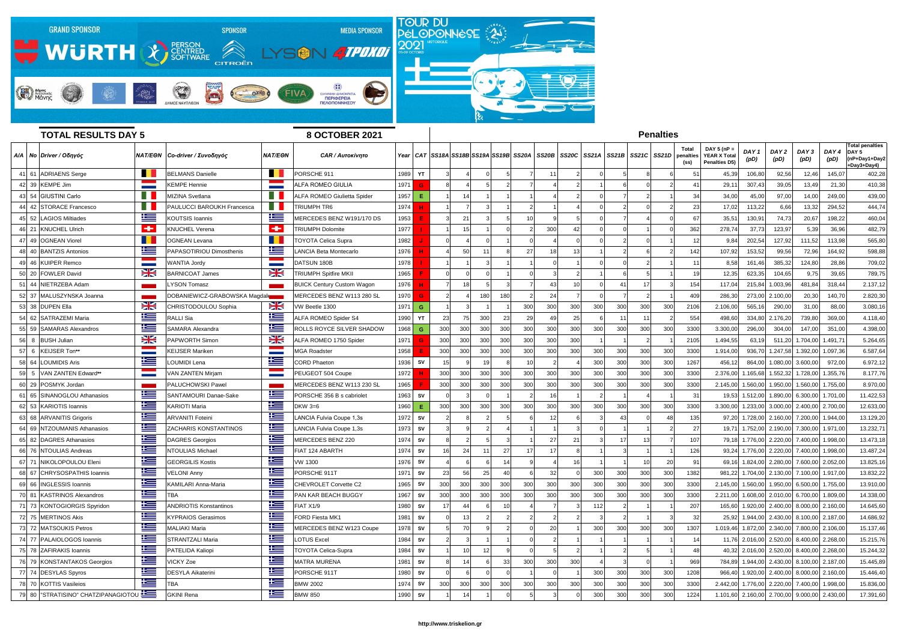GRAND SPONSOR — WÜRTH | SPONSOR — PERSON CENTERED SOFTWARE, CITROËN | MEDIA SPONSOR — LYSON, 4TPOXOI

TOUR DU PÉLOPONNÈSE 2021 HISTORIQUE

Δήμος Ανατολικής Μάνης | ΔΗΜΟΣ ΝΑΥΠΛΙΕΩΝ | FIVA | ΕΛΛΗΝΙΚΗ ΔΗΜΟΚΡΑΤΙΑ ΠΕΡΙΦΕΡΕΙΑ ΠΕΛΟΠΟΝΝΗΣΟΥ

## TOTAL RESULTS DAY 5

**8 OCTOBER 2021**

| A/A | No | Driver / Οδηγός | NAT/ΕΘΝ | Co-driver / Συνοδηγός | NAT/ΕΘΝ | CAR / Αυτοκίνητο | Year | CAT | Penalties | | | | | | | | | | | Total penalties (ss) | DAY 5 (nP = YEAR X Total Penalties D5) | DAY 1 (pD) | DAY 2 (pD) | DAY 3 (pD) | DAY 4 (pD) | Total penalties DAY 5 (nP+Day1+Day2+Day3+Day4) |
|---|---|---|---|---|---|---|---|---|---|---|---|---|---|---|---|---|---|---|---|---|---|---|---|---|---|---|
| | | | | | | | | | SS18A | SS18B | SS19A | SS19B | SS20A | SS20B | SS20C | SS21A | SS21B | SS21C | SS21D | | | | | | | |
| 41 | 61 | ADRIAENS Serge | | BELMANS Danielle | | PORSCHE 911 | 1989 | YT | 3 | 4 | 0 | 5 | 7 | 11 | 2 | 0 | 5 | 8 | 6 | 51 | 45,39 | 106,80 | 92,56 | 12,46 | 145,07 | 402,28 |
| 42 | 39 | KEMPE Jim | | KEMPE Hennie | | ALFA ROMEO GIULIA | 1971 | G | 8 | 4 | 5 | 2 | 7 | 4 | 2 | 1 | 6 | 0 | 2 | 41 | 29,11 | 307,43 | 39,05 | 13,49 | 21,30 | 410,38 |
| 43 | 54 | GIUSTINI Carlo | | MIZINA Svetlana | | ALFA ROMEO Giulietta Spider | 1957 | E | 1 | 14 | 1 | 1 | 1 | 4 | 2 | 0 | 7 | 2 | 1 | 34 | 34,00 | 45,00 | 97,00 | 14,00 | 249,00 | 439,00 |
| 44 | 42 | STORACE Francesco | | PAULUCCI BAROUKH Francesca | | TRIUMPH TR6 | 1974 | H | 1 | 7 | 3 | 1 | 2 | 1 | 4 | 0 | 2 | 0 | 2 | 23 | 17,02 | 113,22 | 6,66 | 13,32 | 294,52 | 444,74 |
| 45 | 52 | LAGIOS Miltiades | | KOUTSIS Ioannis | | MERCEDES BENZ W191/170 DS | 1953 | E | 3 | 21 | 3 | 5 | 10 | 9 | 5 | 0 | 7 | 4 | 0 | 67 | 35,51 | 130,91 | 74,73 | 20,67 | 198,22 | 460,04 |
| 46 | 21 | KNUCHEL Ulrich | | KNUCHEL Verena | | TRIUMPH Dolomite | 1977 | I | 1 | 15 | 1 | 0 | 2 | 300 | 42 | 0 | 0 | 1 | 0 | 362 | 278,74 | 37,73 | 123,97 | 5,39 | 36,96 | 482,79 |
| 47 | 49 | OGNEAN Viorel | | OGNEAN Levana | | TOYOTA Celica Supra | 1982 | J | 0 | 4 | 0 | 1 | 0 | 4 | 0 | 0 | 2 | 0 | 1 | 12 | 9,84 | 202,54 | 127,92 | 111,52 | 113,98 | 565,80 |
| 48 | 40 | BANTZIS Antonios | | PAPASOTIRIOU Dimosthenis | | LANCIA Beta Montecarlo | 1976 | H | 4 | 50 | 11 | 8 | 27 | 18 | 13 | 1 | 2 | 6 | 2 | 142 | 107,92 | 153,52 | 99,56 | 72,96 | 164,92 | 598,88 |
| 49 | 46 | KUIPER Remco | | WANTIA Jordy | | DATSUN 180B | 1978 | I | 1 | 1 | 3 | 1 | 1 | 0 | 1 | 0 | 0 | 2 | 1 | 11 | 8,58 | 161,46 | 385,32 | 124,80 | 28,86 | 709,02 |
| 50 | 20 | FOWLER David | | BARNICOAT James | | TRIUMPH Spitfire MKII | 1965 | F | 0 | 0 | 0 | 1 | 0 | 3 | 2 | 1 | 6 | 5 | 1 | 19 | 12,35 | 623,35 | 104,65 | 9,75 | 39,65 | 789,75 |
| 51 | 44 | NIETRZEBA Adam | | LYSON Tomasz | | BUICK Century Custom Wagon | 1976 | H | 7 | 18 | 5 | 3 | 7 | 43 | 10 | 0 | 41 | 17 | 3 | 154 | 117,04 | 215,84 | 1.003,96 | 481,84 | 318,44 | 2.137,12 |
| 52 | 37 | MALUSZYNSKA Joanna | | DOBANIEWICZ-GRABOWSKA Magdale | | MERCEDES BENZ W113 280 SL | 1970 | G | 2 | 4 | 180 | 180 | 2 | 24 | 7 | 0 | 7 | 2 | 1 | 409 | 286,30 | 273,00 | 2.100,00 | 20,30 | 140,70 | 2.820,30 |
| 53 | 38 | DUPEN Ella | | CHRISTODOULOU Sophia | | VW Beetle 1300 | 1971 | G | 1 | 3 | 1 | 1 | 300 | 300 | 300 | 300 | 300 | 300 | 300 | 2106 | 2.106,00 | 565,16 | 290,00 | 31,00 | 88,00 | 3.080,16 |
| 54 | 62 | SATRAZEMI Maria | | RALLI Sia | | ALFA ROMEO Spider S4 | 1990 | YT | 23 | 75 | 300 | 23 | 29 | 49 | 25 | 6 | 11 | 11 | 2 | 554 | 498,60 | 334,80 | 2.176,20 | 739,80 | 369,00 | 4.118,40 |
| 55 | 59 | SAMARAS Alexandros | | SAMARA Alexandra | | ROLLS ROYCE SILVER SHADOW | 1968 | G | 300 | 300 | 300 | 300 | 300 | 300 | 300 | 300 | 300 | 300 | 300 | 3300 | 3.300,00 | 296,00 | 304,00 | 147,00 | 351,00 | 4.398,00 |
| 56 | 8 | BUSH Julian | | PAPWORTH Simon | | ALFA ROMEO 1750 Spider | 1971 | G | 300 | 300 | 300 | 300 | 300 | 300 | 300 | 1 | 1 | 2 | 1 | 2105 | 1.494,55 | 63,19 | 511,20 | 1.704,00 | 1.491,71 | 5.264,65 |
| 57 | 6 | KEIJSER Ton** | | KEIJSER Mariken | | MGA Roadster | 1958 | E | 300 | 300 | 300 | 300 | 300 | 300 | 300 | 300 | 300 | 300 | 300 | 3300 | 1.914,00 | 936,70 | 1.247,58 | 1.392,00 | 1.097,36 | 6.587,64 |
| 58 | 64 | LOUMIDIS Aris | | LOUMIDI Lena | | CORD Phaeton | 1936 | SV | 15 | 9 | 19 | 8 | 10 | 2 | 4 | 300 | 300 | 300 | 300 | 1267 | 456,12 | 864,00 | 1.080,00 | 3.600,00 | 972,00 | 6.972,12 |
| 59 | 5 | VAN ZANTEN Edward** | | VAN ZANTEN Mirjam | | PEUGEOT 504 Coupe | 1972 | H | 300 | 300 | 300 | 300 | 300 | 300 | 300 | 300 | 300 | 300 | 300 | 3300 | 2.376,00 | 1.165,68 | 1.552,32 | 1.728,00 | 1.355,76 | 8.177,76 |
| 60 | 29 | POSMYK Jordan | | PALUCHOWSKI Pawel | | MERCEDES BENZ W113 230 SL | 1965 | F | 300 | 300 | 300 | 300 | 300 | 300 | 300 | 300 | 300 | 300 | 300 | 3300 | 2.145,00 | 1.560,00 | 1.950,00 | 1.560,00 | 1.755,00 | 8.970,00 |
| 61 | 65 | SINANOGLOU Athanasios | | SANTAMOURI Danae-Sake | | PORSCHE 356 B s cabriolet | 1963 | SV | 0 | 3 | 0 | 1 | 2 | 16 | 1 | 2 | 1 | 4 | 1 | 31 | 19,53 | 1.512,00 | 1.890,00 | 6.300,00 | 1.701,00 | 11.422,53 |
| 62 | 53 | KARIOTIS Ioannis | | KARIOTI Maria | | DKW 3=6 | 1960 | E | 300 | 300 | 300 | 300 | 300 | 300 | 300 | 300 | 300 | 300 | 300 | 3300 | 3.300,00 | 1.233,00 | 3.000,00 | 2.400,00 | 2.700,00 | 12.633,00 |
| 63 | 68 | ARVANITIS Grigoris | | ARVANITI Foteini | | LANCIA Fulvia Coupe 1,3s | 1972 | SV | 2 | 8 | 2 | 5 | 6 | 12 | 6 | 3 | 43 | 0 | 48 | 135 | 97,20 | 1.728,00 | 2.160,00 | 7.200,00 | 1.944,00 | 13.129,20 |
| 64 | 69 | NTZOUMANIS Athanasios | | ZACHARIS KONSTANTINOS | | LANCIA Fulvia Coupe 1,3s | 1973 | SV | 3 | 9 | 2 | 4 | 1 | 1 | 3 | 0 | 1 | 1 | 2 | 27 | 19,71 | 1.752,00 | 2.190,00 | 7.300,00 | 1.971,00 | 13.232,71 |
| 65 | 82 | DAGRES Athanasios | | DAGRES Georgios | | MERCEDES BENZ 220 | 1974 | SV | 8 | 2 | 5 | 3 | 1 | 27 | 21 | 3 | 17 | 13 | 7 | 107 | 79,18 | 1.776,00 | 2.220,00 | 7.400,00 | 1.998,00 | 13.473,18 |
| 66 | 76 | NTOULIAS Andreas | | NTOULIAS Michael | | FIAT 124 ABARTH | 1974 | SV | 16 | 24 | 11 | 27 | 17 | 17 | 8 | 1 | 3 | 1 | 1 | 126 | 93,24 | 1.776,00 | 2.220,00 | 7.400,00 | 1.998,00 | 13.487,24 |
| 67 | 71 | NIKOLOPOULOU Eleni | | GEORGILIS Kostis | | VW 1300 | 1976 | SV | 4 | 6 | 6 | 14 | 9 | 4 | 16 | 1 | 1 | 10 | 20 | 91 | 69,16 | 1.824,00 | 2.280,00 | 7.600,00 | 2.052,00 | 13.825,16 |
| 68 | 67 | CHRYSOSPATHIS Ioannis | | VELONI Anny | | PORSCHE 911T | 1971 | SV | 23 | 56 | 25 | 40 | 6 | 32 | 0 | 300 | 300 | 300 | 300 | 1382 | 981,22 | 1.704,00 | 2.130,00 | 7.100,00 | 1.917,00 | 13.832,22 |
| 69 | 66 | INGLESSIS Ioannis | | KAMILARI Anna-Maria | | CHEVROLET Corvette C2 | 1965 | SV | 300 | 300 | 300 | 300 | 300 | 300 | 300 | 300 | 300 | 300 | 300 | 3300 | 2.145,00 | 1.560,00 | 1.950,00 | 6.500,00 | 1.755,00 | 13.910,00 |
| 70 | 81 | KASTRINOS Alexandros | | TBA | | PAN KAR BEACH BUGGY | 1967 | SV | 300 | 300 | 300 | 300 | 300 | 300 | 300 | 300 | 300 | 300 | 300 | 3300 | 2.211,00 | 1.608,00 | 2.010,00 | 6.700,00 | 1.809,00 | 14.338,00 |
| 71 | 73 | KONTOGIORGIS Spyridon | | ANDRIOTIS Konstantinos | | FIAT X1/9 | 1980 | SV | 17 | 44 | 6 | 10 | 4 | 7 | 3 | 112 | 2 | 1 | 1 | 207 | 165,60 | 1.920,00 | 2.400,00 | 8.000,00 | 2.160,00 | 14.645,60 |
| 72 | 75 | MERTINOS Akis | | KYPRAIOS Gerasimos | | FORD Fiesta MK1 | 1981 | SV | 0 | 13 | 2 | 2 | 2 | 2 | 2 | 3 | 2 | 1 | 3 | 32 | 25,92 | 1.944,00 | 2.430,00 | 8.100,00 | 2.187,00 | 14.686,92 |
| 73 | 72 | MATSOUKIS Petros | | MALIAKI Maria | | MERCEDES BENZ W123 Coupe | 1978 | SV | 5 | 70 | 9 | 2 | 0 | 20 | 1 | 300 | 300 | 300 | 300 | 1307 | 1.019,46 | 1.872,00 | 2.340,00 | 7.800,00 | 2.106,00 | 15.137,46 |
| 74 | 77 | PALAIOLOGOS Ioannis | | STRANTZALI Maria | | LOTUS Excel | 1984 | SV | 2 | 3 | 1 | 1 | 0 | 2 | 1 | 1 | 1 | 1 | 1 | 14 | 11,76 | 2.016,00 | 2.520,00 | 8.400,00 | 2.268,00 | 15.215,76 |
| 75 | 78 | ZAFIRAKIS Ioannis | | PATELIDA Kaliopi | | TOYOTA Celica-Supra | 1984 | SV | 1 | 10 | 12 | 9 | 0 | 5 | 2 | 1 | 2 | 5 | 1 | 48 | 40,32 | 2.016,00 | 2.520,00 | 8.400,00 | 2.268,00 | 15.244,32 |
| 76 | 79 | KONSTANTAKOS Georgios | | VICKY Zoe | | MATRA MURENA | 1981 | SV | 8 | 14 | 6 | 33 | 300 | 300 | 300 | 4 | 3 | 0 | 1 | 969 | 784,89 | 1.944,00 | 2.430,00 | 8.100,00 | 2.187,00 | 15.445,89 |
| 77 | 74 | DESYLAS Spyros | | DESYLA Aikaterini | | PORSCHE 911T | 1980 | SV | 0 | 6 | 0 | 0 | 1 | 0 | 1 | 300 | 300 | 300 | 300 | 1208 | 966,40 | 1.920,00 | 2.400,00 | 8.000,00 | 2.160,00 | 15.446,40 |
| 78 | 70 | KOTTIS Vasileios | | TBA | | BMW 2002 | 1974 | SV | 300 | 300 | 300 | 300 | 300 | 300 | 300 | 300 | 300 | 300 | 300 | 3300 | 2.442,00 | 1.776,00 | 2.220,00 | 7.400,00 | 1.998,00 | 15.836,00 |
| 79 | 80 | "STRATISINO" CHATZIPANAGIOTOU | | GKINI Rena | | BMW 850 | 1990 | SV | 1 | 14 | 1 | 0 | 5 | 3 | 0 | 300 | 300 | 300 | 300 | 1224 | 1.101,60 | 2.160,00 | 2.700,00 | 9.000,00 | 2.430,00 | 17.391,60 |